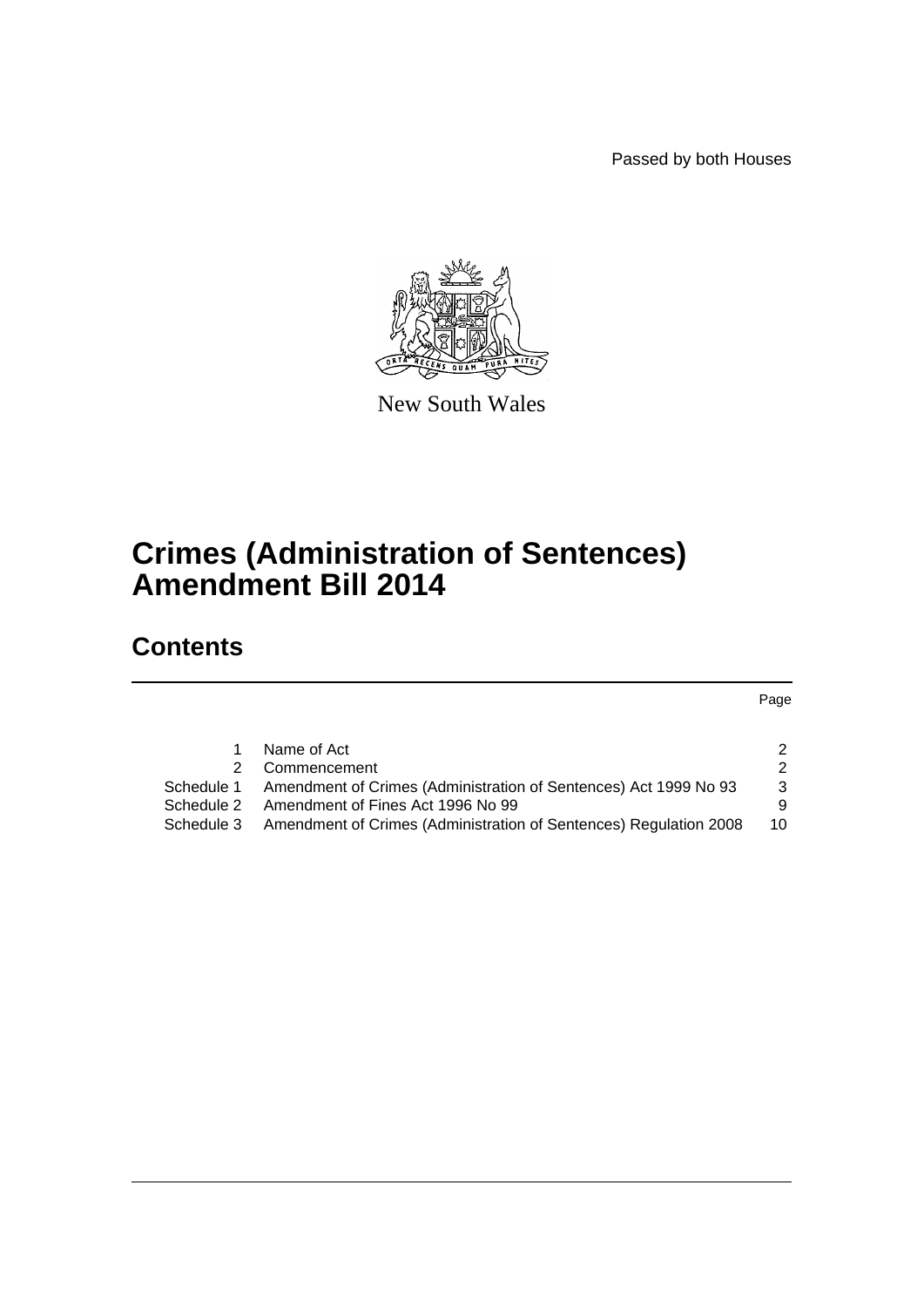Passed by both Houses

New South Wales

# Crimes (Administration of Sentences) Amendment Bill 2014

## Contents

| | | Page |
|---|---|---|
| 1 | Name of Act | 2 |
| 2 | Commencement | 2 |
| Schedule 1 | Amendment of Crimes (Administration of Sentences) Act 1999 No 93 | 3 |
| Schedule 2 | Amendment of Fines Act 1996 No 99 | 9 |
| Schedule 3 | Amendment of Crimes (Administration of Sentences) Regulation 2008 | 10 |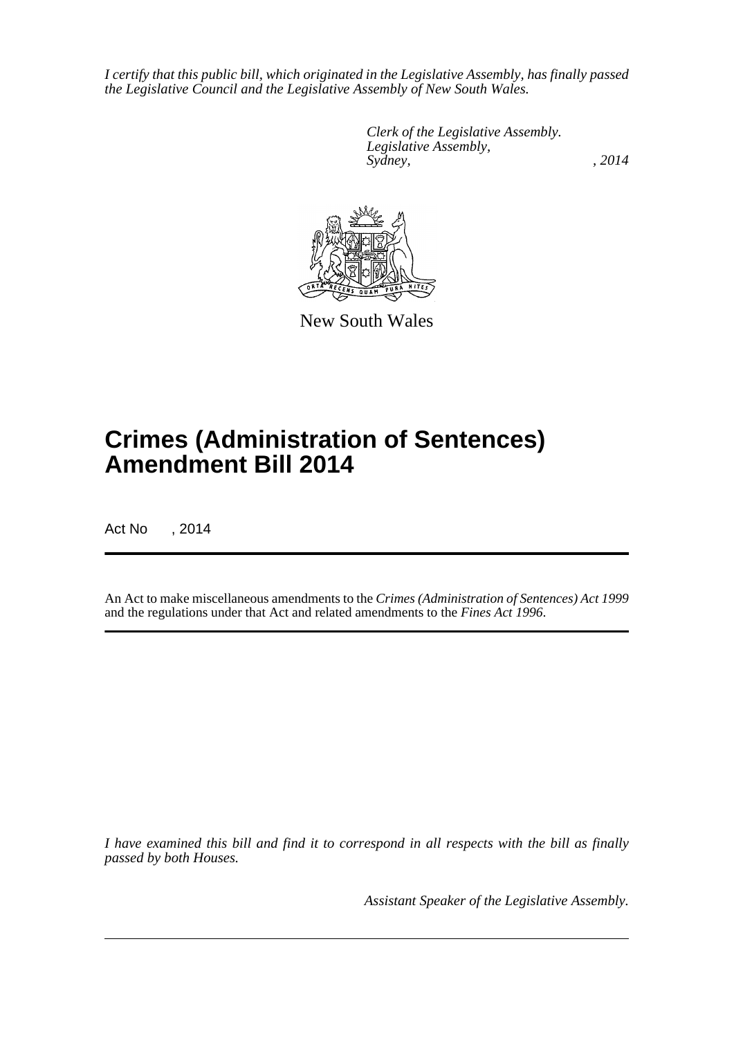*I certify that this public bill, which originated in the Legislative Assembly, has finally passed the Legislative Council and the Legislative Assembly of New South Wales.*

*Clerk of the Legislative Assembly.*
*Legislative Assembly,*
*Sydney, , 2014*

New South Wales

# Crimes (Administration of Sentences) Amendment Bill 2014

Act No , 2014

An Act to make miscellaneous amendments to the *Crimes (Administration of Sentences) Act 1999* and the regulations under that Act and related amendments to the *Fines Act 1996*.

*I have examined this bill and find it to correspond in all respects with the bill as finally passed by both Houses.*

*Assistant Speaker of the Legislative Assembly.*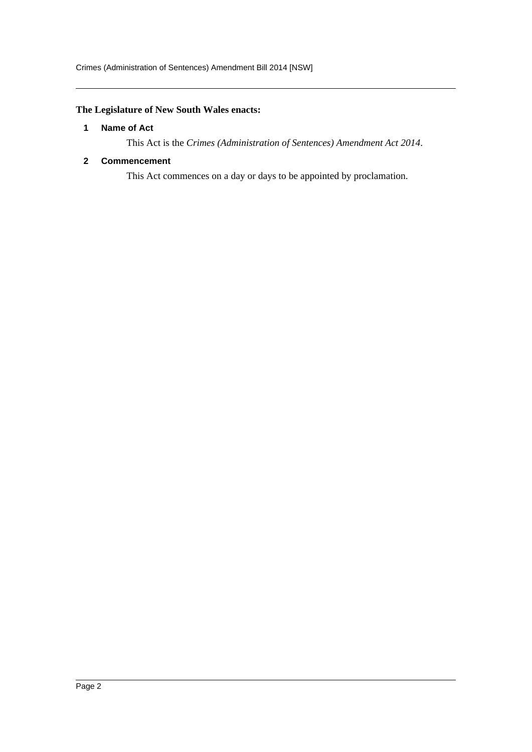**The Legislature of New South Wales enacts:**

## 1 Name of Act

This Act is the *Crimes (Administration of Sentences) Amendment Act 2014*.

## 2 Commencement

This Act commences on a day or days to be appointed by proclamation.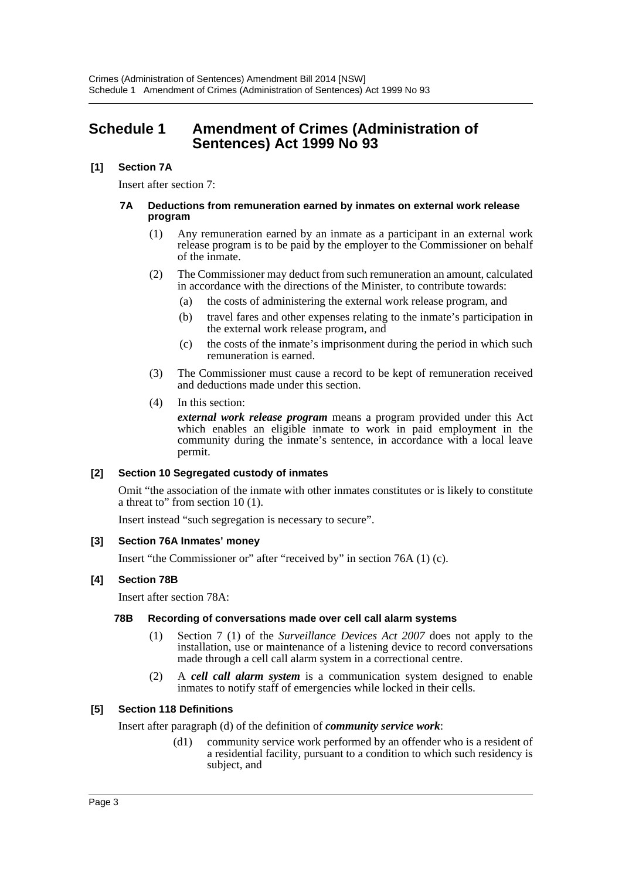## Schedule 1 Amendment of Crimes (Administration of Sentences) Act 1999 No 93

### [1] Section 7A

Insert after section 7:

#### 7A Deductions from remuneration earned by inmates on external work release program

(1) Any remuneration earned by an inmate as a participant in an external work release program is to be paid by the employer to the Commissioner on behalf of the inmate.

(2) The Commissioner may deduct from such remuneration an amount, calculated in accordance with the directions of the Minister, to contribute towards:

(a) the costs of administering the external work release program, and

(b) travel fares and other expenses relating to the inmate's participation in the external work release program, and

(c) the costs of the inmate's imprisonment during the period in which such remuneration is earned.

(3) The Commissioner must cause a record to be kept of remuneration received and deductions made under this section.

(4) In this section:

***external work release program*** means a program provided under this Act which enables an eligible inmate to work in paid employment in the community during the inmate's sentence, in accordance with a local leave permit.

### [2] Section 10 Segregated custody of inmates

Omit "the association of the inmate with other inmates constitutes or is likely to constitute a threat to" from section 10 (1).

Insert instead "such segregation is necessary to secure".

### [3] Section 76A Inmates' money

Insert "the Commissioner or" after "received by" in section 76A (1) (c).

### [4] Section 78B

Insert after section 78A:

#### 78B Recording of conversations made over cell call alarm systems

(1) Section 7 (1) of the *Surveillance Devices Act 2007* does not apply to the installation, use or maintenance of a listening device to record conversations made through a cell call alarm system in a correctional centre.

(2) A ***cell call alarm system*** is a communication system designed to enable inmates to notify staff of emergencies while locked in their cells.

### [5] Section 118 Definitions

Insert after paragraph (d) of the definition of ***community service work***:

(d1) community service work performed by an offender who is a resident of a residential facility, pursuant to a condition to which such residency is subject, and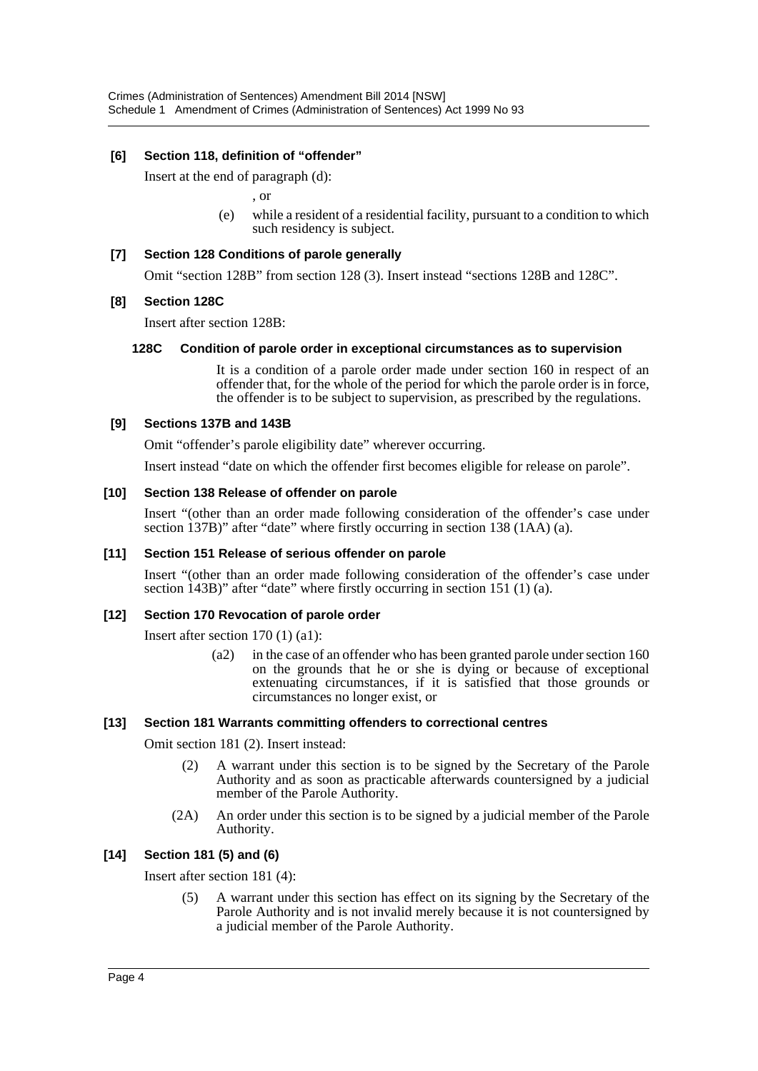### [6] Section 118, definition of "offender"

Insert at the end of paragraph (d):

, or

(e) while a resident of a residential facility, pursuant to a condition to which such residency is subject.

### [7] Section 128 Conditions of parole generally

Omit "section 128B" from section 128 (3). Insert instead "sections 128B and 128C".

### [8] Section 128C

Insert after section 128B:

#### 128C Condition of parole order in exceptional circumstances as to supervision

It is a condition of a parole order made under section 160 in respect of an offender that, for the whole of the period for which the parole order is in force, the offender is to be subject to supervision, as prescribed by the regulations.

### [9] Sections 137B and 143B

Omit "offender's parole eligibility date" wherever occurring.

Insert instead "date on which the offender first becomes eligible for release on parole".

### [10] Section 138 Release of offender on parole

Insert "(other than an order made following consideration of the offender's case under section 137B)" after "date" where firstly occurring in section 138 (1AA) (a).

### [11] Section 151 Release of serious offender on parole

Insert "(other than an order made following consideration of the offender's case under section 143B)" after "date" where firstly occurring in section 151 (1) (a).

### [12] Section 170 Revocation of parole order

Insert after section 170 (1) (a1):

(a2) in the case of an offender who has been granted parole under section 160 on the grounds that he or she is dying or because of exceptional extenuating circumstances, if it is satisfied that those grounds or circumstances no longer exist, or

### [13] Section 181 Warrants committing offenders to correctional centres

Omit section 181 (2). Insert instead:

(2) A warrant under this section is to be signed by the Secretary of the Parole Authority and as soon as practicable afterwards countersigned by a judicial member of the Parole Authority.

(2A) An order under this section is to be signed by a judicial member of the Parole Authority.

### [14] Section 181 (5) and (6)

Insert after section 181 (4):

(5) A warrant under this section has effect on its signing by the Secretary of the Parole Authority and is not invalid merely because it is not countersigned by a judicial member of the Parole Authority.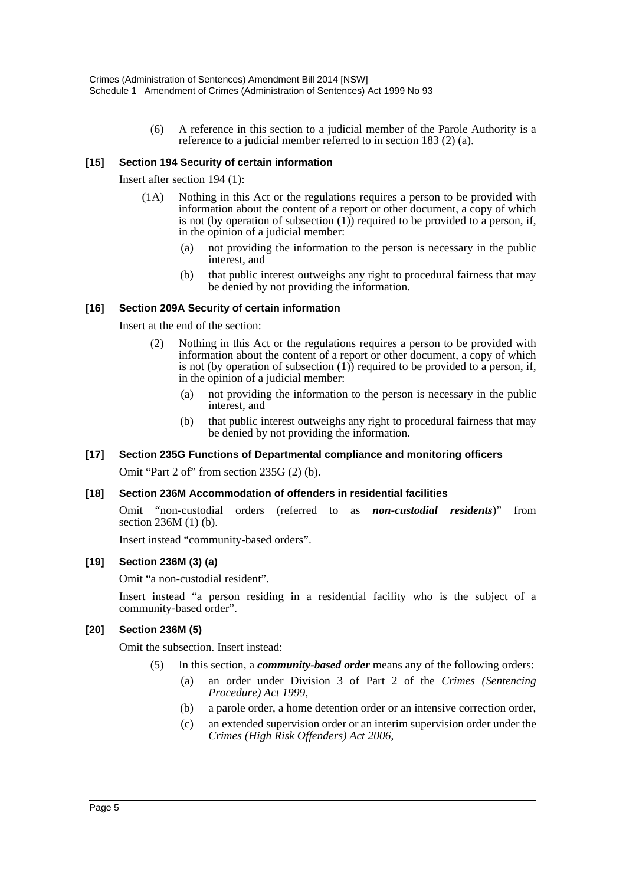(6) A reference in this section to a judicial member of the Parole Authority is a reference to a judicial member referred to in section 183 (2) (a).

### [15] Section 194 Security of certain information

Insert after section 194 (1):

(1A) Nothing in this Act or the regulations requires a person to be provided with information about the content of a report or other document, a copy of which is not (by operation of subsection (1)) required to be provided to a person, if, in the opinion of a judicial member:

- (a) not providing the information to the person is necessary in the public interest, and
- (b) that public interest outweighs any right to procedural fairness that may be denied by not providing the information.

### [16] Section 209A Security of certain information

Insert at the end of the section:

(2) Nothing in this Act or the regulations requires a person to be provided with information about the content of a report or other document, a copy of which is not (by operation of subsection (1)) required to be provided to a person, if, in the opinion of a judicial member:

- (a) not providing the information to the person is necessary in the public interest, and
- (b) that public interest outweighs any right to procedural fairness that may be denied by not providing the information.

### [17] Section 235G Functions of Departmental compliance and monitoring officers

Omit "Part 2 of" from section 235G (2) (b).

### [18] Section 236M Accommodation of offenders in residential facilities

Omit "non-custodial orders (referred to as ***non-custodial residents***)" from section 236M (1) (b).

Insert instead "community-based orders".

### [19] Section 236M (3) (a)

Omit "a non-custodial resident".

Insert instead "a person residing in a residential facility who is the subject of a community-based order".

### [20] Section 236M (5)

Omit the subsection. Insert instead:

(5) In this section, a ***community-based order*** means any of the following orders:

- (a) an order under Division 3 of Part 2 of the *Crimes (Sentencing Procedure) Act 1999*,
- (b) a parole order, a home detention order or an intensive correction order,
- (c) an extended supervision order or an interim supervision order under the *Crimes (High Risk Offenders) Act 2006*,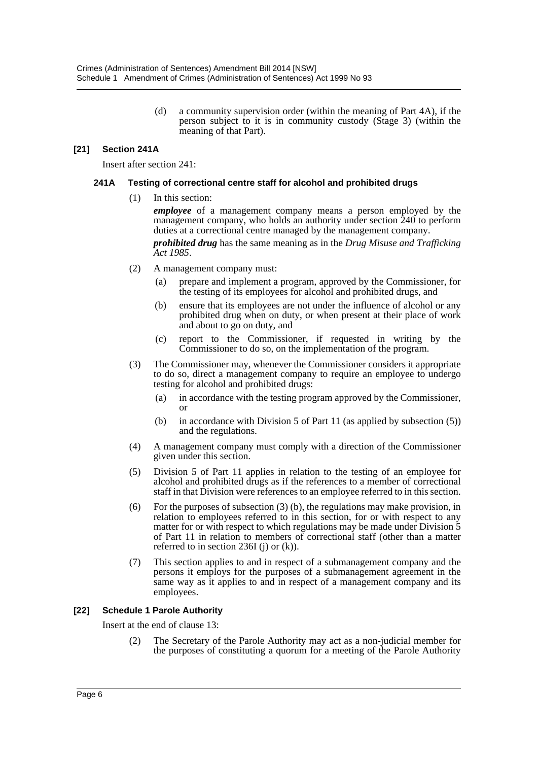(d) a community supervision order (within the meaning of Part 4A), if the person subject to it is in community custody (Stage 3) (within the meaning of that Part).

### [21] Section 241A

Insert after section 241:

#### 241A Testing of correctional centre staff for alcohol and prohibited drugs

(1) In this section:

***employee*** of a management company means a person employed by the management company, who holds an authority under section 240 to perform duties at a correctional centre managed by the management company.

***prohibited drug*** has the same meaning as in the *Drug Misuse and Trafficking Act 1985*.

(2) A management company must:

(a) prepare and implement a program, approved by the Commissioner, for the testing of its employees for alcohol and prohibited drugs, and

(b) ensure that its employees are not under the influence of alcohol or any prohibited drug when on duty, or when present at their place of work and about to go on duty, and

(c) report to the Commissioner, if requested in writing by the Commissioner to do so, on the implementation of the program.

(3) The Commissioner may, whenever the Commissioner considers it appropriate to do so, direct a management company to require an employee to undergo testing for alcohol and prohibited drugs:

(a) in accordance with the testing program approved by the Commissioner, or

(b) in accordance with Division 5 of Part 11 (as applied by subsection (5)) and the regulations.

(4) A management company must comply with a direction of the Commissioner given under this section.

(5) Division 5 of Part 11 applies in relation to the testing of an employee for alcohol and prohibited drugs as if the references to a member of correctional staff in that Division were references to an employee referred to in this section.

(6) For the purposes of subsection (3) (b), the regulations may make provision, in relation to employees referred to in this section, for or with respect to any matter for or with respect to which regulations may be made under Division 5 of Part 11 in relation to members of correctional staff (other than a matter referred to in section 236I (j) or (k)).

(7) This section applies to and in respect of a submanagement company and the persons it employs for the purposes of a submanagement agreement in the same way as it applies to and in respect of a management company and its employees.

### [22] Schedule 1 Parole Authority

Insert at the end of clause 13:

(2) The Secretary of the Parole Authority may act as a non-judicial member for the purposes of constituting a quorum for a meeting of the Parole Authority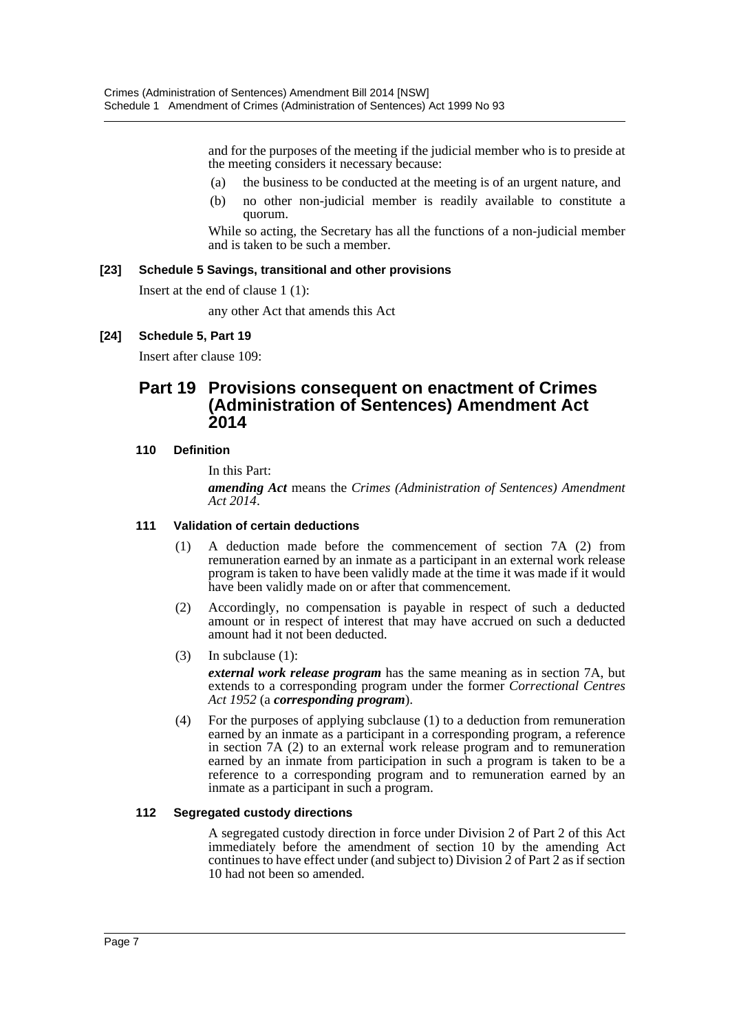and for the purposes of the meeting if the judicial member who is to preside at the meeting considers it necessary because:

(a) the business to be conducted at the meeting is of an urgent nature, and

(b) no other non-judicial member is readily available to constitute a quorum.

While so acting, the Secretary has all the functions of a non-judicial member and is taken to be such a member.

#### [23] Schedule 5 Savings, transitional and other provisions

Insert at the end of clause 1 (1):

any other Act that amends this Act

#### [24] Schedule 5, Part 19

Insert after clause 109:

## Part 19 Provisions consequent on enactment of Crimes (Administration of Sentences) Amendment Act 2014

#### 110 Definition

In this Part:

***amending Act*** means the *Crimes (Administration of Sentences) Amendment Act 2014*.

#### 111 Validation of certain deductions

(1) A deduction made before the commencement of section 7A (2) from remuneration earned by an inmate as a participant in an external work release program is taken to have been validly made at the time it was made if it would have been validly made on or after that commencement.

(2) Accordingly, no compensation is payable in respect of such a deducted amount or in respect of interest that may have accrued on such a deducted amount had it not been deducted.

(3) In subclause (1):

***external work release program*** has the same meaning as in section 7A, but extends to a corresponding program under the former *Correctional Centres Act 1952* (a ***corresponding program***).

(4) For the purposes of applying subclause (1) to a deduction from remuneration earned by an inmate as a participant in a corresponding program, a reference in section 7A (2) to an external work release program and to remuneration earned by an inmate from participation in such a program is taken to be a reference to a corresponding program and to remuneration earned by an inmate as a participant in such a program.

#### 112 Segregated custody directions

A segregated custody direction in force under Division 2 of Part 2 of this Act immediately before the amendment of section 10 by the amending Act continues to have effect under (and subject to) Division 2 of Part 2 as if section 10 had not been so amended.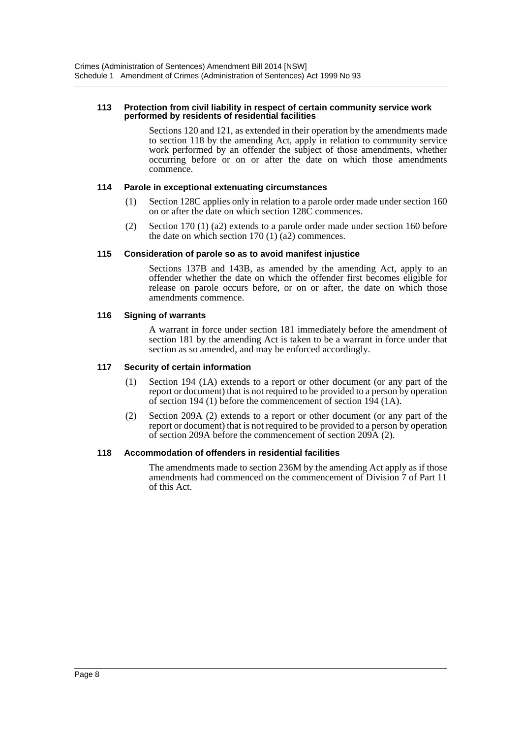#### 113 Protection from civil liability in respect of certain community service work performed by residents of residential facilities

Sections 120 and 121, as extended in their operation by the amendments made to section 118 by the amending Act, apply in relation to community service work performed by an offender the subject of those amendments, whether occurring before or on or after the date on which those amendments commence.

#### 114 Parole in exceptional extenuating circumstances

(1) Section 128C applies only in relation to a parole order made under section 160 on or after the date on which section 128C commences.

(2) Section 170 (1) (a2) extends to a parole order made under section 160 before the date on which section 170 (1) (a2) commences.

#### 115 Consideration of parole so as to avoid manifest injustice

Sections 137B and 143B, as amended by the amending Act, apply to an offender whether the date on which the offender first becomes eligible for release on parole occurs before, or on or after, the date on which those amendments commence.

#### 116 Signing of warrants

A warrant in force under section 181 immediately before the amendment of section 181 by the amending Act is taken to be a warrant in force under that section as so amended, and may be enforced accordingly.

#### 117 Security of certain information

(1) Section 194 (1A) extends to a report or other document (or any part of the report or document) that is not required to be provided to a person by operation of section 194 (1) before the commencement of section 194 (1A).

(2) Section 209A (2) extends to a report or other document (or any part of the report or document) that is not required to be provided to a person by operation of section 209A before the commencement of section 209A (2).

#### 118 Accommodation of offenders in residential facilities

The amendments made to section 236M by the amending Act apply as if those amendments had commenced on the commencement of Division 7 of Part 11 of this Act.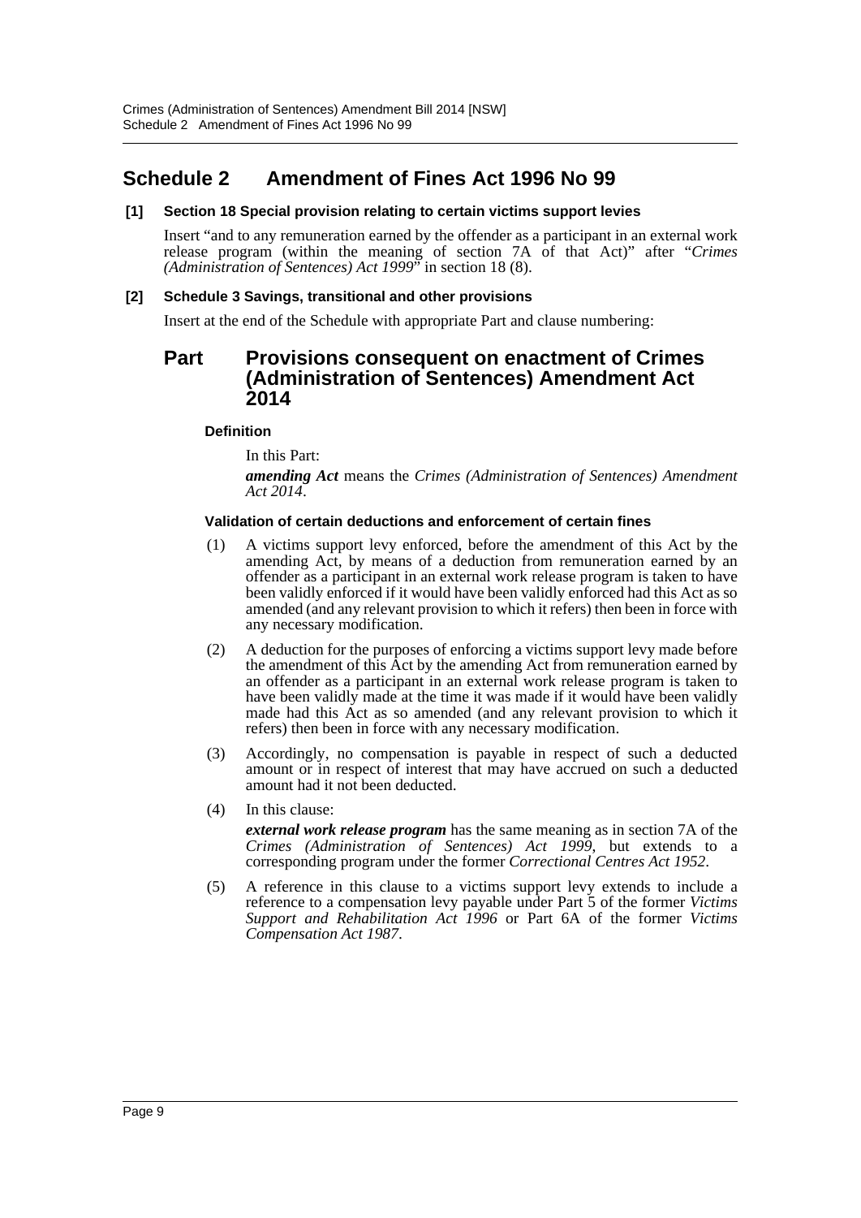# Schedule 2 Amendment of Fines Act 1996 No 99

### [1] Section 18 Special provision relating to certain victims support levies

Insert "and to any remuneration earned by the offender as a participant in an external work release program (within the meaning of section 7A of that Act)" after "*Crimes (Administration of Sentences) Act 1999*" in section 18 (8).

### [2] Schedule 3 Savings, transitional and other provisions

Insert at the end of the Schedule with appropriate Part and clause numbering:

## Part Provisions consequent on enactment of Crimes (Administration of Sentences) Amendment Act 2014

#### Definition

In this Part:

***amending Act*** means the *Crimes (Administration of Sentences) Amendment Act 2014*.

#### Validation of certain deductions and enforcement of certain fines

(1) A victims support levy enforced, before the amendment of this Act by the amending Act, by means of a deduction from remuneration earned by an offender as a participant in an external work release program is taken to have been validly enforced if it would have been validly enforced had this Act as so amended (and any relevant provision to which it refers) then been in force with any necessary modification.

(2) A deduction for the purposes of enforcing a victims support levy made before the amendment of this Act by the amending Act from remuneration earned by an offender as a participant in an external work release program is taken to have been validly made at the time it was made if it would have been validly made had this Act as so amended (and any relevant provision to which it refers) then been in force with any necessary modification.

(3) Accordingly, no compensation is payable in respect of such a deducted amount or in respect of interest that may have accrued on such a deducted amount had it not been deducted.

(4) In this clause:

***external work release program*** has the same meaning as in section 7A of the *Crimes (Administration of Sentences) Act 1999*, but extends to a corresponding program under the former *Correctional Centres Act 1952*.

(5) A reference in this clause to a victims support levy extends to include a reference to a compensation levy payable under Part 5 of the former *Victims Support and Rehabilitation Act 1996* or Part 6A of the former *Victims Compensation Act 1987*.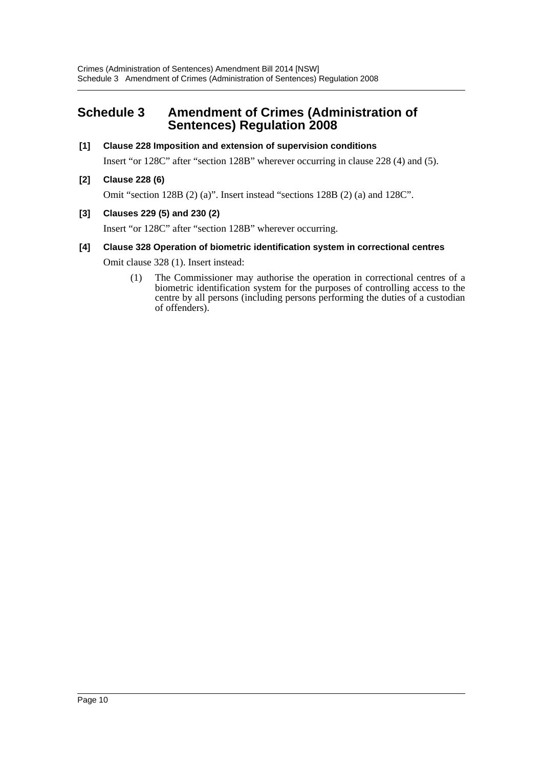# Schedule 3 Amendment of Crimes (Administration of Sentences) Regulation 2008

**[1] Clause 228 Imposition and extension of supervision conditions**

Insert "or 128C" after "section 128B" wherever occurring in clause 228 (4) and (5).

**[2] Clause 228 (6)**

Omit "section 128B (2) (a)". Insert instead "sections 128B (2) (a) and 128C".

**[3] Clauses 229 (5) and 230 (2)**

Insert "or 128C" after "section 128B" wherever occurring.

**[4] Clause 328 Operation of biometric identification system in correctional centres**

Omit clause 328 (1). Insert instead:

> (1) The Commissioner may authorise the operation in correctional centres of a biometric identification system for the purposes of controlling access to the centre by all persons (including persons performing the duties of a custodian of offenders).